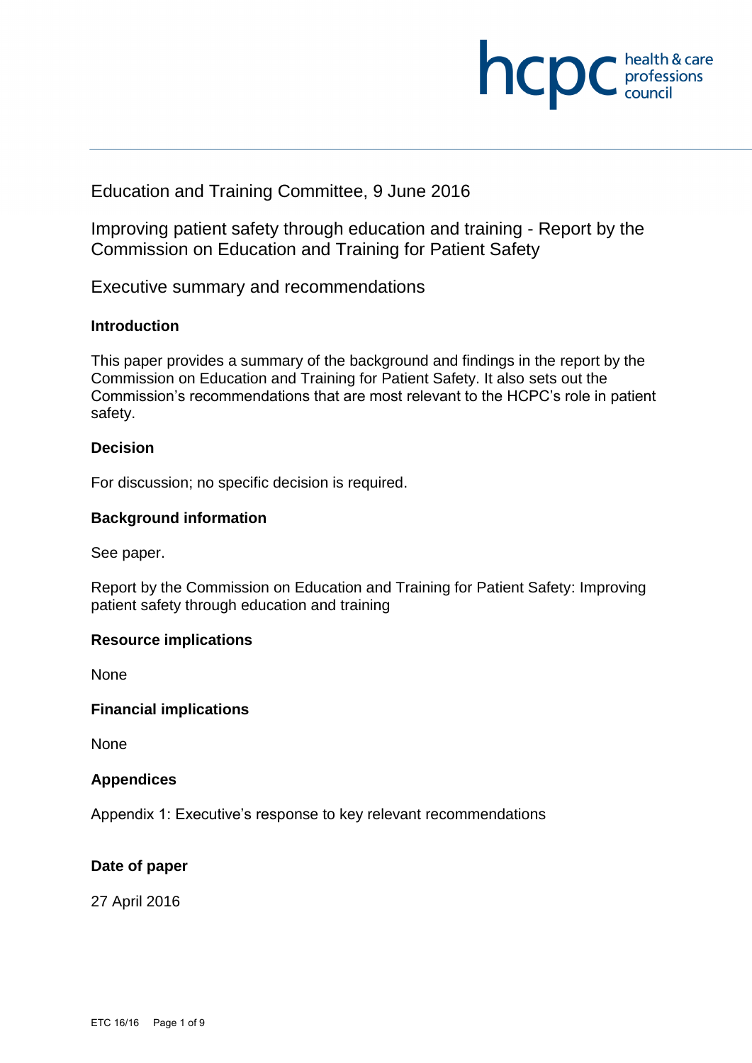Education and Training Committee, 9 June 2016

# Improving patient safety through education and training - Report by the Commission on Education and Training for Patient Safety

## Executive summary and recommendations

### Introduction

This paper provides a summary of the background and findings in the report by the Commission on Education and Training for Patient Safety. It also sets out the Commission's recommendations that are most relevant to the HCPC's role in patient safety.

### Decision

For discussion; no specific decision is required.

### Background information

See paper.

Report by the Commission on Education and Training for Patient Safety: Improving patient safety through education and training

### Resource implications

None

### Financial implications

None

### Appendices

Appendix 1: Executive's response to key relevant recommendations

### Date of paper

27 April 2016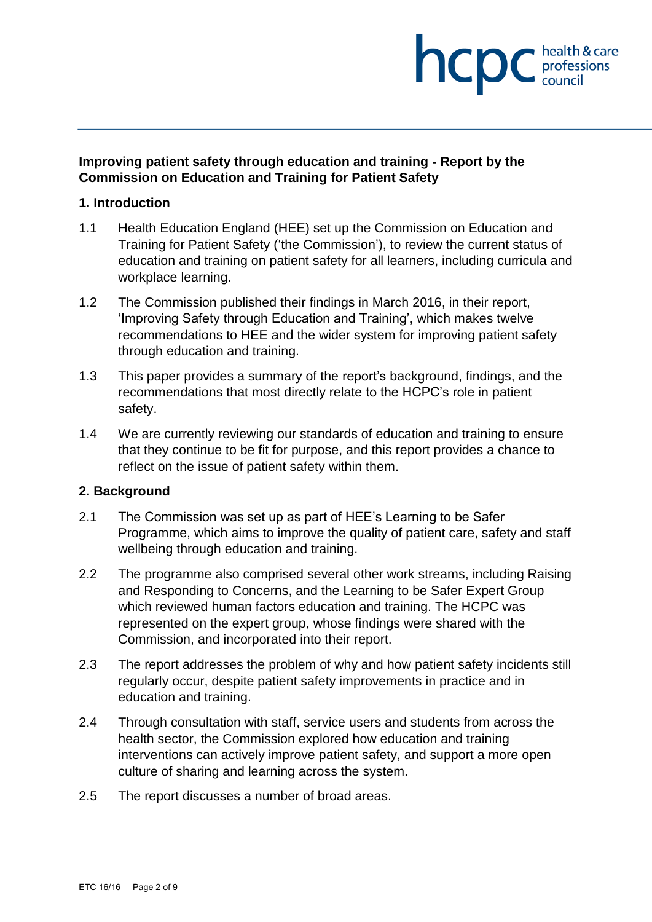**Improving patient safety through education and training - Report by the Commission on Education and Training for Patient Safety**

## 1. Introduction

1.1 Health Education England (HEE) set up the Commission on Education and Training for Patient Safety ('the Commission'), to review the current status of education and training on patient safety for all learners, including curricula and workplace learning.

1.2 The Commission published their findings in March 2016, in their report, 'Improving Safety through Education and Training', which makes twelve recommendations to HEE and the wider system for improving patient safety through education and training.

1.3 This paper provides a summary of the report's background, findings, and the recommendations that most directly relate to the HCPC's role in patient safety.

1.4 We are currently reviewing our standards of education and training to ensure that they continue to be fit for purpose, and this report provides a chance to reflect on the issue of patient safety within them.

## 2. Background

2.1 The Commission was set up as part of HEE's Learning to be Safer Programme, which aims to improve the quality of patient care, safety and staff wellbeing through education and training.

2.2 The programme also comprised several other work streams, including Raising and Responding to Concerns, and the Learning to be Safer Expert Group which reviewed human factors education and training. The HCPC was represented on the expert group, whose findings were shared with the Commission, and incorporated into their report.

2.3 The report addresses the problem of why and how patient safety incidents still regularly occur, despite patient safety improvements in practice and in education and training.

2.4 Through consultation with staff, service users and students from across the health sector, the Commission explored how education and training interventions can actively improve patient safety, and support a more open culture of sharing and learning across the system.

2.5 The report discusses a number of broad areas.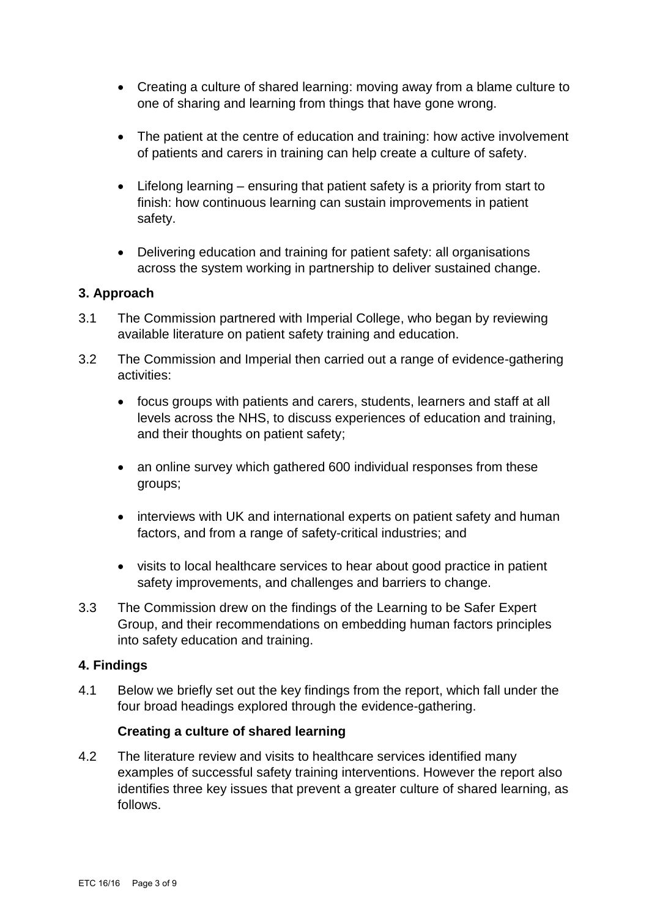- Creating a culture of shared learning: moving away from a blame culture to one of sharing and learning from things that have gone wrong.

- The patient at the centre of education and training: how active involvement of patients and carers in training can help create a culture of safety.

- Lifelong learning – ensuring that patient safety is a priority from start to finish: how continuous learning can sustain improvements in patient safety.

- Delivering education and training for patient safety: all organisations across the system working in partnership to deliver sustained change.

### 3. Approach

3.1 The Commission partnered with Imperial College, who began by reviewing available literature on patient safety training and education.

3.2 The Commission and Imperial then carried out a range of evidence-gathering activities:

- focus groups with patients and carers, students, learners and staff at all levels across the NHS, to discuss experiences of education and training, and their thoughts on patient safety;

- an online survey which gathered 600 individual responses from these groups;

- interviews with UK and international experts on patient safety and human factors, and from a range of safety-critical industries; and

- visits to local healthcare services to hear about good practice in patient safety improvements, and challenges and barriers to change.

3.3 The Commission drew on the findings of the Learning to be Safer Expert Group, and their recommendations on embedding human factors principles into safety education and training.

### 4. Findings

4.1 Below we briefly set out the key findings from the report, which fall under the four broad headings explored through the evidence-gathering.

**Creating a culture of shared learning**

4.2 The literature review and visits to healthcare services identified many examples of successful safety training interventions. However the report also identifies three key issues that prevent a greater culture of shared learning, as follows.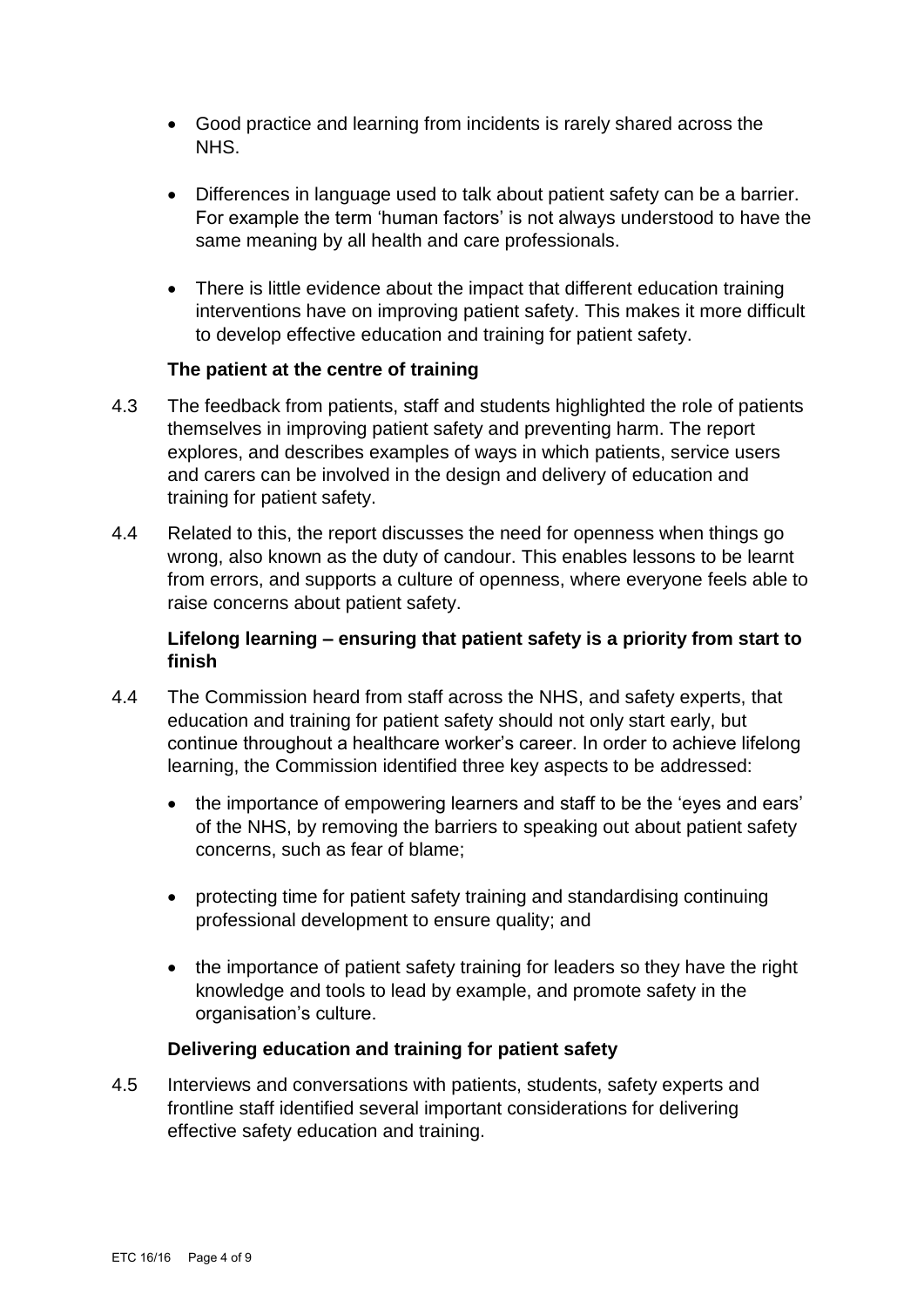- Good practice and learning from incidents is rarely shared across the NHS.

- Differences in language used to talk about patient safety can be a barrier. For example the term 'human factors' is not always understood to have the same meaning by all health and care professionals.

- There is little evidence about the impact that different education training interventions have on improving patient safety. This makes it more difficult to develop effective education and training for patient safety.

**The patient at the centre of training**

4.3 The feedback from patients, staff and students highlighted the role of patients themselves in improving patient safety and preventing harm. The report explores, and describes examples of ways in which patients, service users and carers can be involved in the design and delivery of education and training for patient safety.

4.4 Related to this, the report discusses the need for openness when things go wrong, also known as the duty of candour. This enables lessons to be learnt from errors, and supports a culture of openness, where everyone feels able to raise concerns about patient safety.

**Lifelong learning – ensuring that patient safety is a priority from start to finish**

4.4 The Commission heard from staff across the NHS, and safety experts, that education and training for patient safety should not only start early, but continue throughout a healthcare worker's career. In order to achieve lifelong learning, the Commission identified three key aspects to be addressed:

- the importance of empowering learners and staff to be the 'eyes and ears' of the NHS, by removing the barriers to speaking out about patient safety concerns, such as fear of blame;

- protecting time for patient safety training and standardising continuing professional development to ensure quality; and

- the importance of patient safety training for leaders so they have the right knowledge and tools to lead by example, and promote safety in the organisation's culture.

**Delivering education and training for patient safety**

4.5 Interviews and conversations with patients, students, safety experts and frontline staff identified several important considerations for delivering effective safety education and training.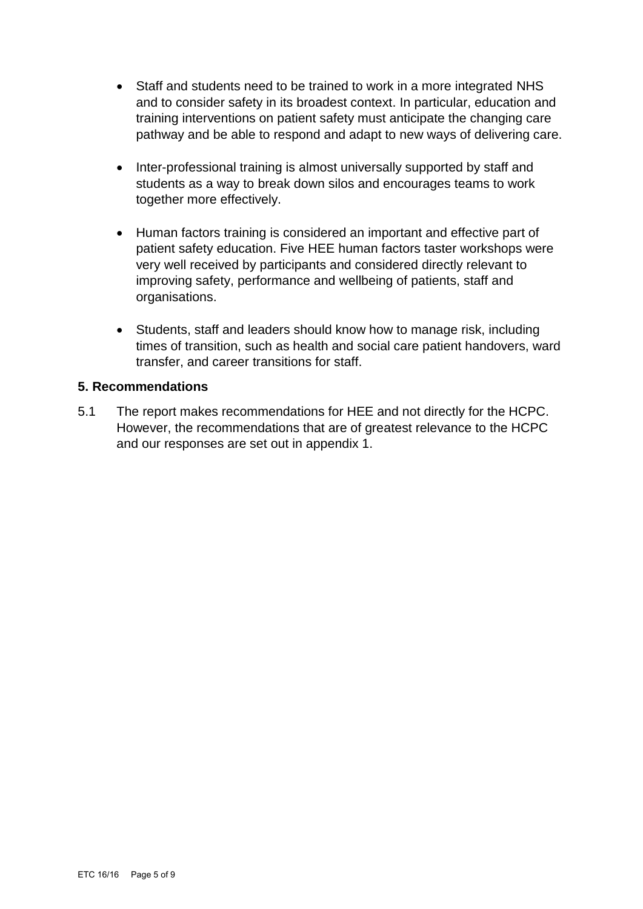- Staff and students need to be trained to work in a more integrated NHS and to consider safety in its broadest context. In particular, education and training interventions on patient safety must anticipate the changing care pathway and be able to respond and adapt to new ways of delivering care.

- Inter-professional training is almost universally supported by staff and students as a way to break down silos and encourages teams to work together more effectively.

- Human factors training is considered an important and effective part of patient safety education. Five HEE human factors taster workshops were very well received by participants and considered directly relevant to improving safety, performance and wellbeing of patients, staff and organisations.

- Students, staff and leaders should know how to manage risk, including times of transition, such as health and social care patient handovers, ward transfer, and career transitions for staff.

**5. Recommendations**

5.1 The report makes recommendations for HEE and not directly for the HCPC. However, the recommendations that are of greatest relevance to the HCPC and our responses are set out in appendix 1.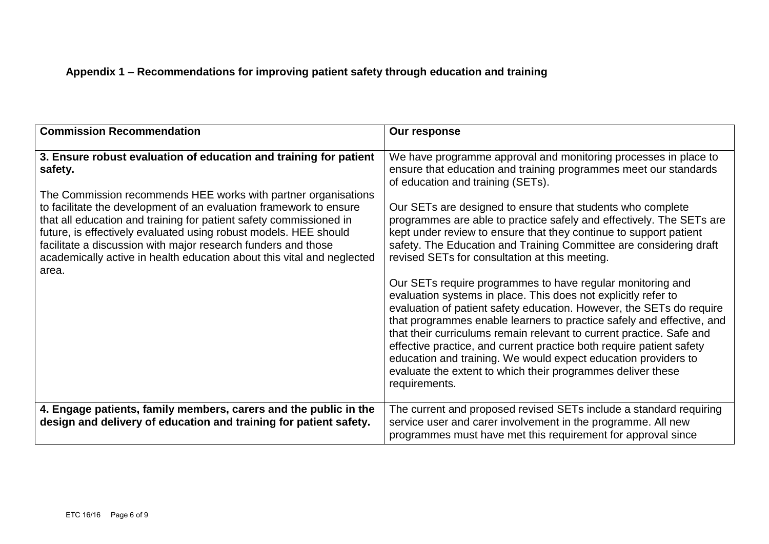**Appendix 1 – Recommendations for improving patient safety through education and training**

| **Commission Recommendation** | **Our response** |
|---|---|
| **3. Ensure robust evaluation of education and training for patient safety.**<br><br>The Commission recommends HEE works with partner organisations to facilitate the development of an evaluation framework to ensure that all education and training for patient safety commissioned in future, is effectively evaluated using robust models. HEE should facilitate a discussion with major research funders and those academically active in health education about this vital and neglected area. | We have programme approval and monitoring processes in place to ensure that education and training programmes meet our standards of education and training (SETs).<br><br>Our SETs are designed to ensure that students who complete programmes are able to practice safely and effectively. The SETs are kept under review to ensure that they continue to support patient safety. The Education and Training Committee are considering draft revised SETs for consultation at this meeting.<br><br>Our SETs require programmes to have regular monitoring and evaluation systems in place. This does not explicitly refer to evaluation of patient safety education. However, the SETs do require that programmes enable learners to practice safely and effective, and that their curriculums remain relevant to current practice. Safe and effective practice, and current practice both require patient safety education and training. We would expect education providers to evaluate the extent to which their programmes deliver these requirements. |
| **4. Engage patients, family members, carers and the public in the design and delivery of education and training for patient safety.** | The current and proposed revised SETs include a standard requiring service user and carer involvement in the programme. All new programmes must have met this requirement for approval since |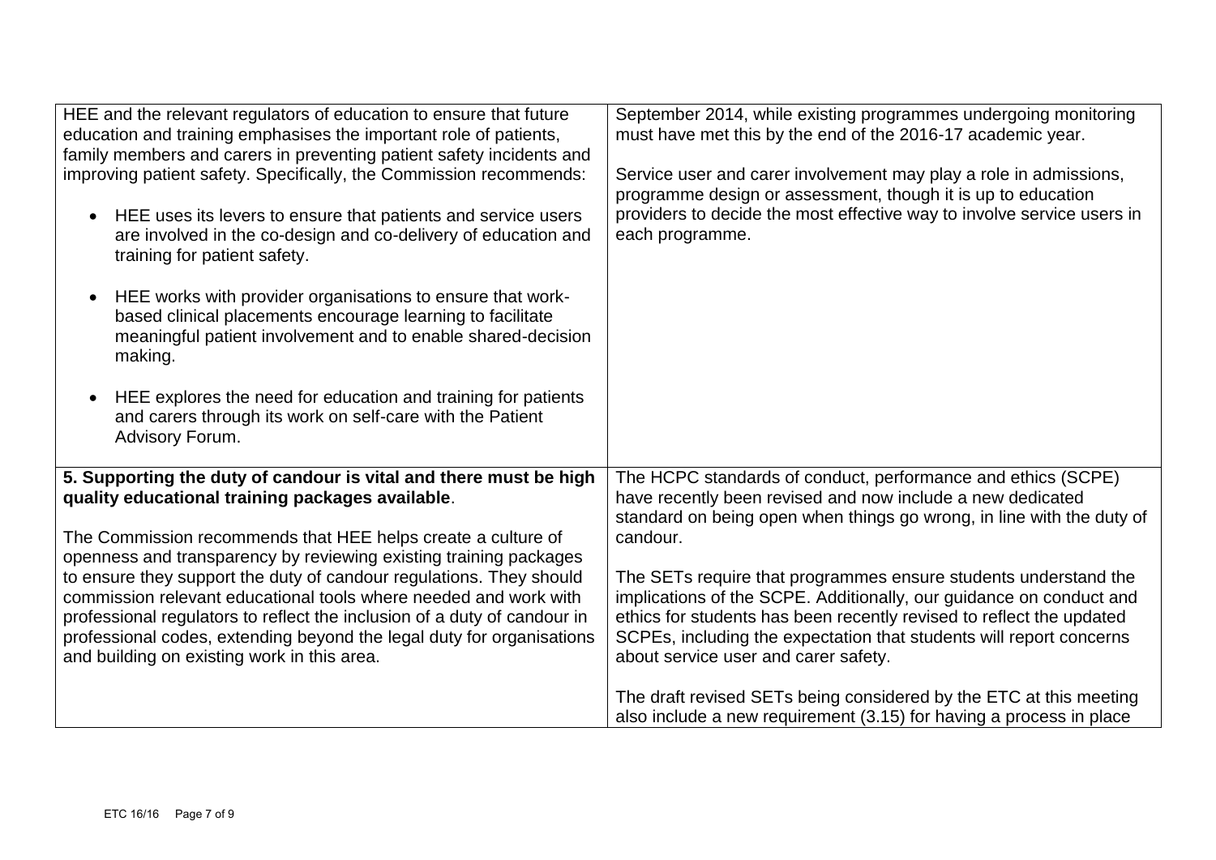| | |
|---|---|
| HEE and the relevant regulators of education to ensure that future education and training emphasises the important role of patients, family members and carers in preventing patient safety incidents and improving patient safety. Specifically, the Commission recommends:<br><br>• HEE uses its levers to ensure that patients and service users are involved in the co-design and co-delivery of education and training for patient safety.<br><br>• HEE works with provider organisations to ensure that work-based clinical placements encourage learning to facilitate meaningful patient involvement and to enable shared-decision making.<br><br>• HEE explores the need for education and training for patients and carers through its work on self-care with the Patient Advisory Forum. | September 2014, while existing programmes undergoing monitoring must have met this by the end of the 2016-17 academic year.<br><br>Service user and carer involvement may play a role in admissions, programme design or assessment, though it is up to education providers to decide the most effective way to involve service users in each programme. |
| **5. Supporting the duty of candour is vital and there must be high quality educational training packages available**.<br><br>The Commission recommends that HEE helps create a culture of openness and transparency by reviewing existing training packages to ensure they support the duty of candour regulations. They should commission relevant educational tools where needed and work with professional regulators to reflect the inclusion of a duty of candour in professional codes, extending beyond the legal duty for organisations and building on existing work in this area. | The HCPC standards of conduct, performance and ethics (SCPE) have recently been revised and now include a new dedicated standard on being open when things go wrong, in line with the duty of candour.<br><br>The SETs require that programmes ensure students understand the implications of the SCPE. Additionally, our guidance on conduct and ethics for students has been recently revised to reflect the updated SCPEs, including the expectation that students will report concerns about service user and carer safety.<br><br>The draft revised SETs being considered by the ETC at this meeting also include a new requirement (3.15) for having a process in place |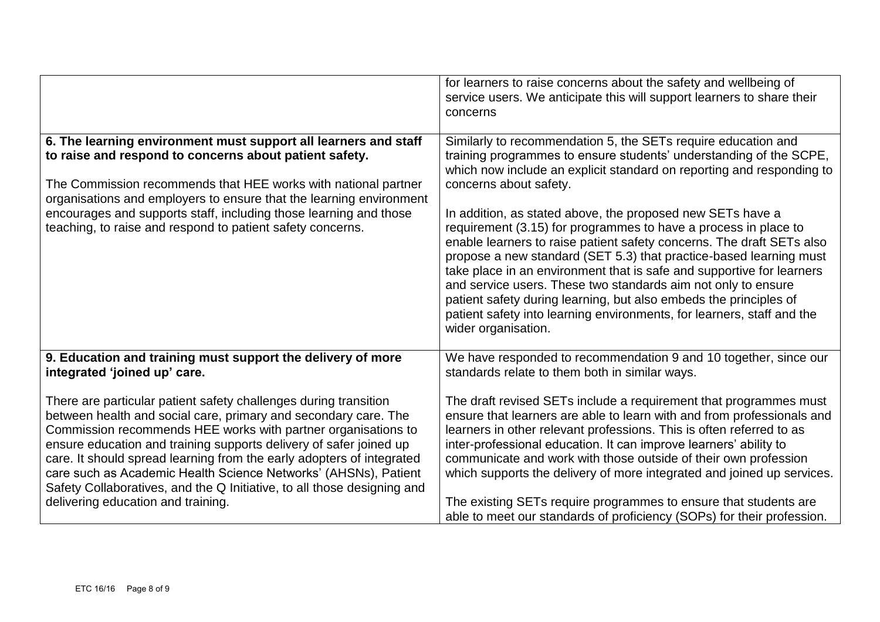| | |
|---|---|
| | for learners to raise concerns about the safety and wellbeing of service users. We anticipate this will support learners to share their concerns |
| **6. The learning environment must support all learners and staff to raise and respond to concerns about patient safety.**<br><br>The Commission recommends that HEE works with national partner organisations and employers to ensure that the learning environment encourages and supports staff, including those learning and those teaching, to raise and respond to patient safety concerns. | Similarly to recommendation 5, the SETs require education and training programmes to ensure students' understanding of the SCPE, which now include an explicit standard on reporting and responding to concerns about safety.<br><br>In addition, as stated above, the proposed new SETs have a requirement (3.15) for programmes to have a process in place to enable learners to raise patient safety concerns. The draft SETs also propose a new standard (SET 5.3) that practice-based learning must take place in an environment that is safe and supportive for learners and service users. These two standards aim not only to ensure patient safety during learning, but also embeds the principles of patient safety into learning environments, for learners, staff and the wider organisation. |
| **9. Education and training must support the delivery of more integrated 'joined up' care.**<br><br>There are particular patient safety challenges during transition between health and social care, primary and secondary care. The Commission recommends HEE works with partner organisations to ensure education and training supports delivery of safer joined up care. It should spread learning from the early adopters of integrated care such as Academic Health Science Networks' (AHSNs), Patient Safety Collaboratives, and the Q Initiative, to all those designing and delivering education and training. | We have responded to recommendation 9 and 10 together, since our standards relate to them both in similar ways.<br><br>The draft revised SETs include a requirement that programmes must ensure that learners are able to learn with and from professionals and learners in other relevant professions. This is often referred to as inter-professional education. It can improve learners' ability to communicate and work with those outside of their own profession which supports the delivery of more integrated and joined up services.<br><br>The existing SETs require programmes to ensure that students are able to meet our standards of proficiency (SOPs) for their profession. |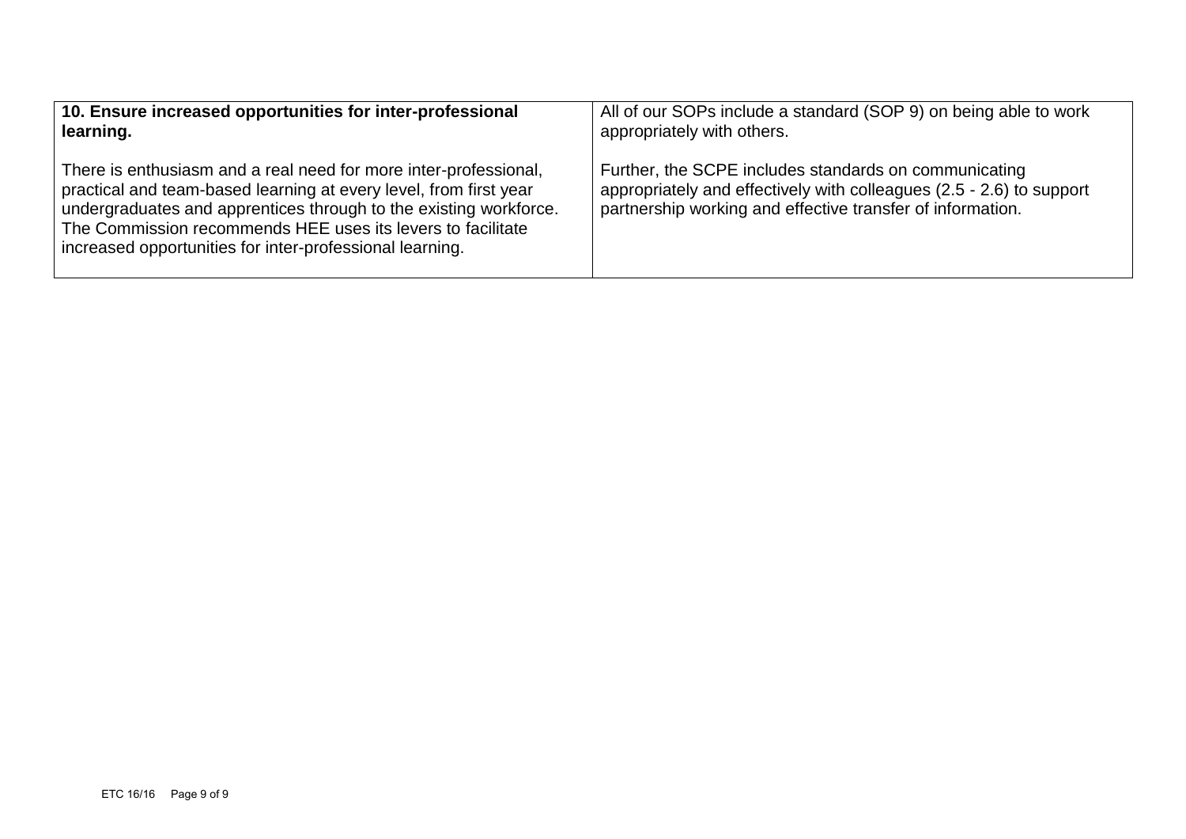| | |
|---|---|
| **10. Ensure increased opportunities for inter-professional learning.**<br><br>There is enthusiasm and a real need for more inter-professional, practical and team-based learning at every level, from first year undergraduates and apprentices through to the existing workforce. The Commission recommends HEE uses its levers to facilitate increased opportunities for inter-professional learning. | All of our SOPs include a standard (SOP 9) on being able to work appropriately with others.<br><br>Further, the SCPE includes standards on communicating appropriately and effectively with colleagues (2.5 - 2.6) to support partnership working and effective transfer of information. |